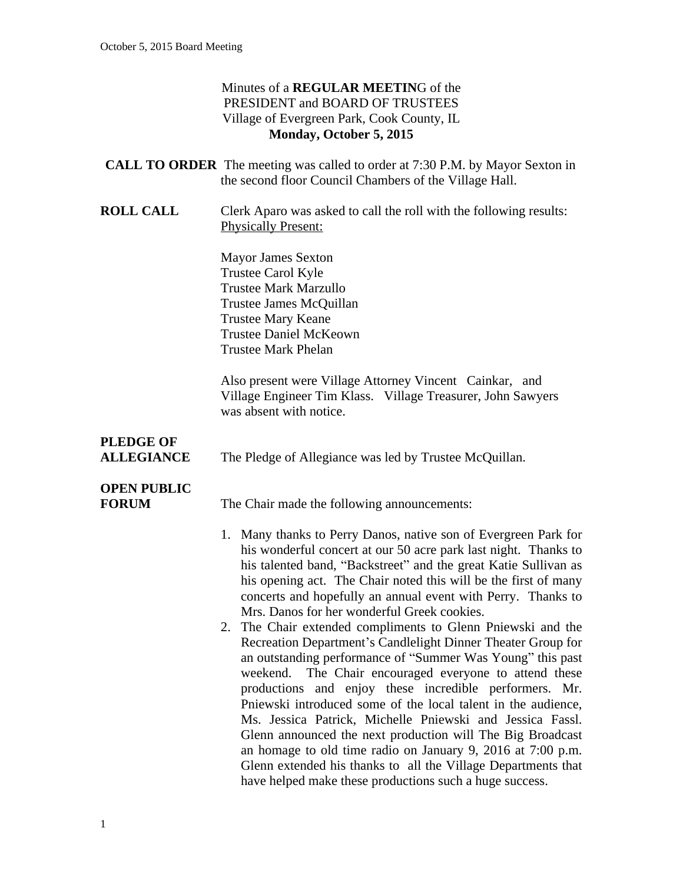Minutes of a **REGULAR MEETIN**G of the
PRESIDENT and BOARD OF TRUSTEES
Village of Evergreen Park, Cook County, IL
**Monday, October 5, 2015**

**CALL TO ORDER** The meeting was called to order at 7:30 P.M. by Mayor Sexton in the second floor Council Chambers of the Village Hall.

**ROLL CALL** Clerk Aparo was asked to call the roll with the following results:
Physically Present:

Mayor James Sexton
Trustee Carol Kyle
Trustee Mark Marzullo
Trustee James McQuillan
Trustee Mary Keane
Trustee Daniel McKeown
Trustee Mark Phelan

Also present were Village Attorney Vincent Cainkar, and Village Engineer Tim Klass. Village Treasurer, John Sawyers was absent with notice.

**PLEDGE OF ALLEGIANCE** The Pledge of Allegiance was led by Trustee McQuillan.

**OPEN PUBLIC FORUM** The Chair made the following announcements:

1. Many thanks to Perry Danos, native son of Evergreen Park for his wonderful concert at our 50 acre park last night. Thanks to his talented band, "Backstreet" and the great Katie Sullivan as his opening act. The Chair noted this will be the first of many concerts and hopefully an annual event with Perry. Thanks to Mrs. Danos for her wonderful Greek cookies.
2. The Chair extended compliments to Glenn Pniewski and the Recreation Department's Candlelight Dinner Theater Group for an outstanding performance of "Summer Was Young" this past weekend. The Chair encouraged everyone to attend these productions and enjoy these incredible performers. Mr. Pniewski introduced some of the local talent in the audience, Ms. Jessica Patrick, Michelle Pniewski and Jessica Fassl. Glenn announced the next production will The Big Broadcast an homage to old time radio on January 9, 2016 at 7:00 p.m. Glenn extended his thanks to all the Village Departments that have helped make these productions such a huge success.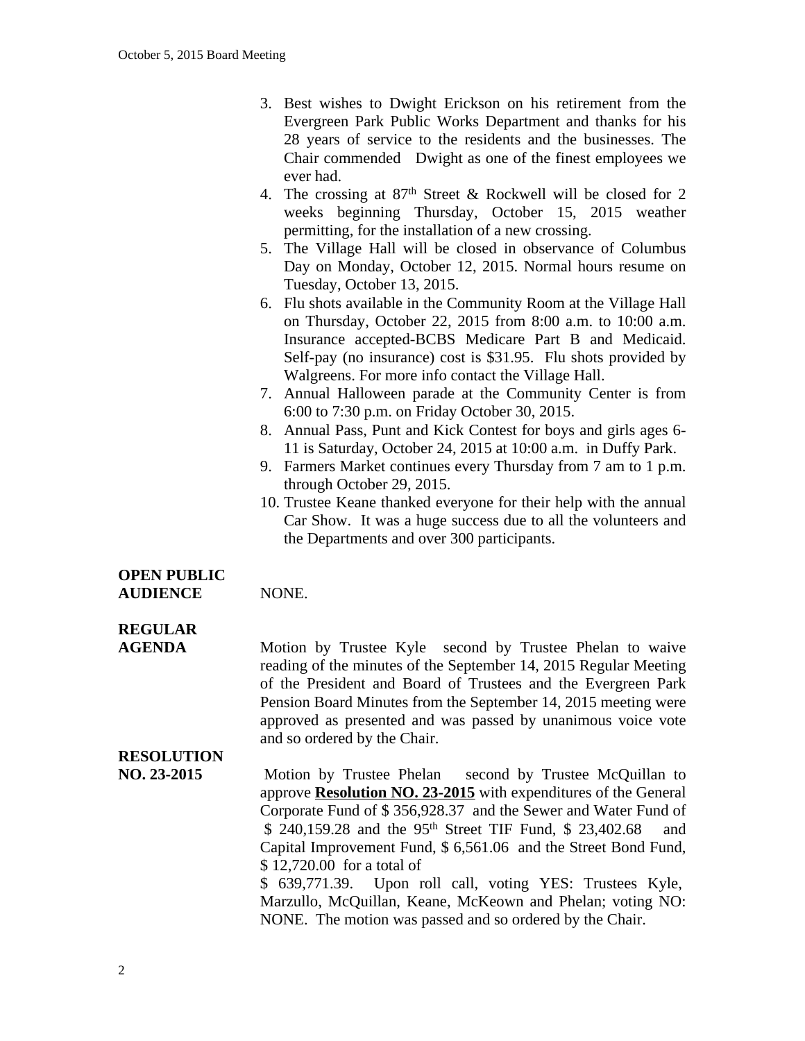3. Best wishes to Dwight Erickson on his retirement from the Evergreen Park Public Works Department and thanks for his 28 years of service to the residents and the businesses. The Chair commended Dwight as one of the finest employees we ever had.
4. The crossing at 87th Street & Rockwell will be closed for 2 weeks beginning Thursday, October 15, 2015 weather permitting, for the installation of a new crossing.
5. The Village Hall will be closed in observance of Columbus Day on Monday, October 12, 2015. Normal hours resume on Tuesday, October 13, 2015.
6. Flu shots available in the Community Room at the Village Hall on Thursday, October 22, 2015 from 8:00 a.m. to 10:00 a.m. Insurance accepted-BCBS Medicare Part B and Medicaid. Self-pay (no insurance) cost is $31.95. Flu shots provided by Walgreens. For more info contact the Village Hall.
7. Annual Halloween parade at the Community Center is from 6:00 to 7:30 p.m. on Friday October 30, 2015.
8. Annual Pass, Punt and Kick Contest for boys and girls ages 6-11 is Saturday, October 24, 2015 at 10:00 a.m. in Duffy Park.
9. Farmers Market continues every Thursday from 7 am to 1 p.m. through October 29, 2015.
10. Trustee Keane thanked everyone for their help with the annual Car Show. It was a huge success due to all the volunteers and the Departments and over 300 participants.

**OPEN PUBLIC AUDIENCE**

NONE.

**REGULAR AGENDA**

Motion by Trustee Kyle second by Trustee Phelan to waive reading of the minutes of the September 14, 2015 Regular Meeting of the President and Board of Trustees and the Evergreen Park Pension Board Minutes from the September 14, 2015 meeting were approved as presented and was passed by unanimous voice vote and so ordered by the Chair.

**RESOLUTION NO. 23-2015**

Motion by Trustee Phelan second by Trustee McQuillan to approve **Resolution NO. 23-2015** with expenditures of the General Corporate Fund of $ 356,928.37 and the Sewer and Water Fund of $ 240,159.28 and the 95th Street TIF Fund, $ 23,402.68 and Capital Improvement Fund, $ 6,561.06 and the Street Bond Fund, $ 12,720.00 for a total of $ 639,771.39. Upon roll call, voting YES: Trustees Kyle, Marzullo, McQuillan, Keane, McKeown and Phelan; voting NO: NONE. The motion was passed and so ordered by the Chair.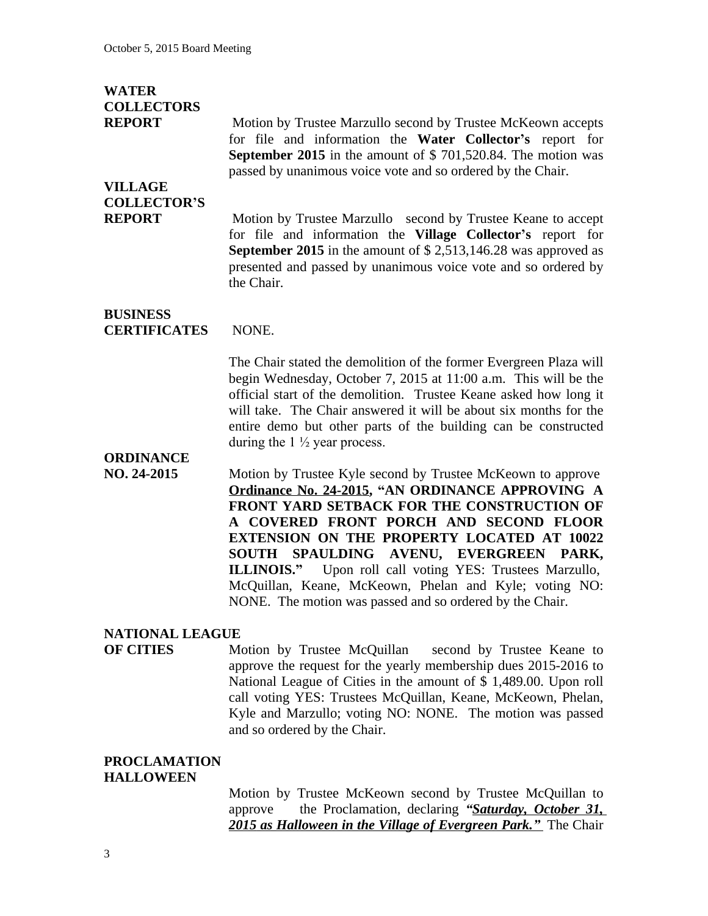**WATER COLLECTORS REPORT**

Motion by Trustee Marzullo second by Trustee McKeown accepts for file and information the **Water Collector's** report for **September 2015** in the amount of $ 701,520.84. The motion was passed by unanimous voice vote and so ordered by the Chair.

**VILLAGE COLLECTOR'S REPORT**

Motion by Trustee Marzullo second by Trustee Keane to accept for file and information the **Village Collector's** report for **September 2015** in the amount of $ 2,513,146.28 was approved as presented and passed by unanimous voice vote and so ordered by the Chair.

**BUSINESS CERTIFICATES** NONE.

The Chair stated the demolition of the former Evergreen Plaza will begin Wednesday, October 7, 2015 at 11:00 a.m. This will be the official start of the demolition. Trustee Keane asked how long it will take. The Chair answered it will be about six months for the entire demo but other parts of the building can be constructed during the 1 ½ year process.

**ORDINANCE NO. 24-2015**

Motion by Trustee Kyle second by Trustee McKeown to approve **<u>Ordinance No. 24-2015</u>, "AN ORDINANCE APPROVING A FRONT YARD SETBACK FOR THE CONSTRUCTION OF A COVERED FRONT PORCH AND SECOND FLOOR EXTENSION ON THE PROPERTY LOCATED AT 10022 SOUTH SPAULDING AVENU, EVERGREEN PARK, ILLINOIS."** Upon roll call voting YES: Trustees Marzullo, McQuillan, Keane, McKeown, Phelan and Kyle; voting NO: NONE. The motion was passed and so ordered by the Chair.

**NATIONAL LEAGUE OF CITIES**

Motion by Trustee McQuillan second by Trustee Keane to approve the request for the yearly membership dues 2015-2016 to National League of Cities in the amount of $ 1,489.00. Upon roll call voting YES: Trustees McQuillan, Keane, McKeown, Phelan, Kyle and Marzullo; voting NO: NONE. The motion was passed and so ordered by the Chair.

**PROCLAMATION HALLOWEEN**

Motion by Trustee McKeown second by Trustee McQuillan to approve the Proclamation, declaring ***"<u>Saturday, October 31, 2015 as Halloween in the Village of Evergreen Park.</u>"*** The Chair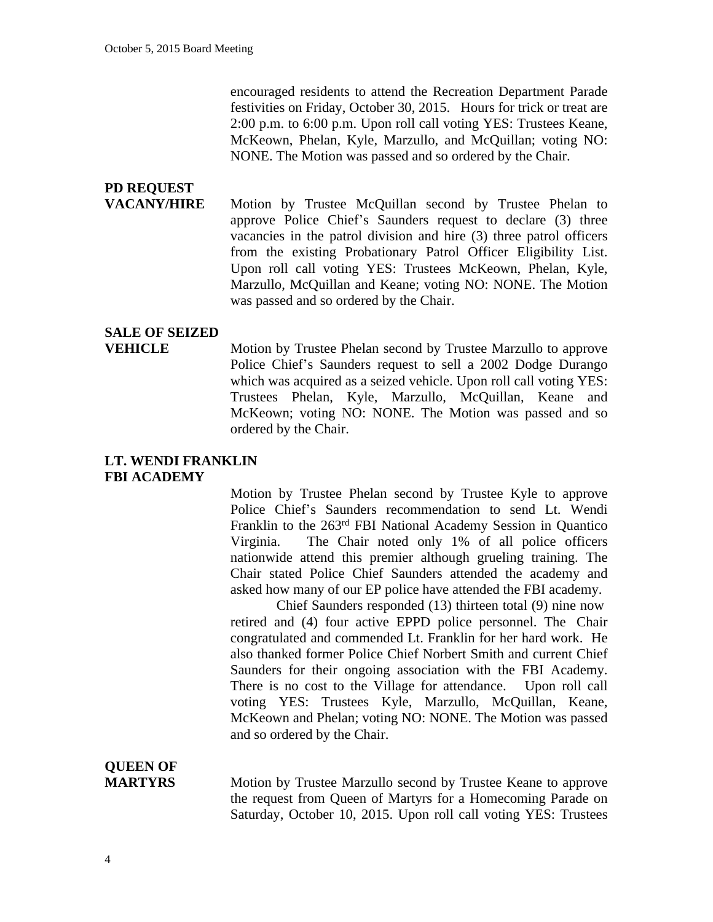encouraged residents to attend the Recreation Department Parade festivities on Friday, October 30, 2015. Hours for trick or treat are 2:00 p.m. to 6:00 p.m. Upon roll call voting YES: Trustees Keane, McKeown, Phelan, Kyle, Marzullo, and McQuillan; voting NO: NONE. The Motion was passed and so ordered by the Chair.

**PD REQUEST VACANY/HIRE**

Motion by Trustee McQuillan second by Trustee Phelan to approve Police Chief's Saunders request to declare (3) three vacancies in the patrol division and hire (3) three patrol officers from the existing Probationary Patrol Officer Eligibility List. Upon roll call voting YES: Trustees McKeown, Phelan, Kyle, Marzullo, McQuillan and Keane; voting NO: NONE. The Motion was passed and so ordered by the Chair.

**SALE OF SEIZED VEHICLE**

Motion by Trustee Phelan second by Trustee Marzullo to approve Police Chief's Saunders request to sell a 2002 Dodge Durango which was acquired as a seized vehicle. Upon roll call voting YES: Trustees Phelan, Kyle, Marzullo, McQuillan, Keane and McKeown; voting NO: NONE. The Motion was passed and so ordered by the Chair.

**LT. WENDI FRANKLIN FBI ACADEMY**

Motion by Trustee Phelan second by Trustee Kyle to approve Police Chief's Saunders recommendation to send Lt. Wendi Franklin to the 263rd FBI National Academy Session in Quantico Virginia. The Chair noted only 1% of all police officers nationwide attend this premier although grueling training. The Chair stated Police Chief Saunders attended the academy and asked how many of our EP police have attended the FBI academy.

Chief Saunders responded (13) thirteen total (9) nine now retired and (4) four active EPPD police personnel. The Chair congratulated and commended Lt. Franklin for her hard work. He also thanked former Police Chief Norbert Smith and current Chief Saunders for their ongoing association with the FBI Academy. There is no cost to the Village for attendance. Upon roll call voting YES: Trustees Kyle, Marzullo, McQuillan, Keane, McKeown and Phelan; voting NO: NONE. The Motion was passed and so ordered by the Chair.

**QUEEN OF MARTYRS**

Motion by Trustee Marzullo second by Trustee Keane to approve the request from Queen of Martyrs for a Homecoming Parade on Saturday, October 10, 2015. Upon roll call voting YES: Trustees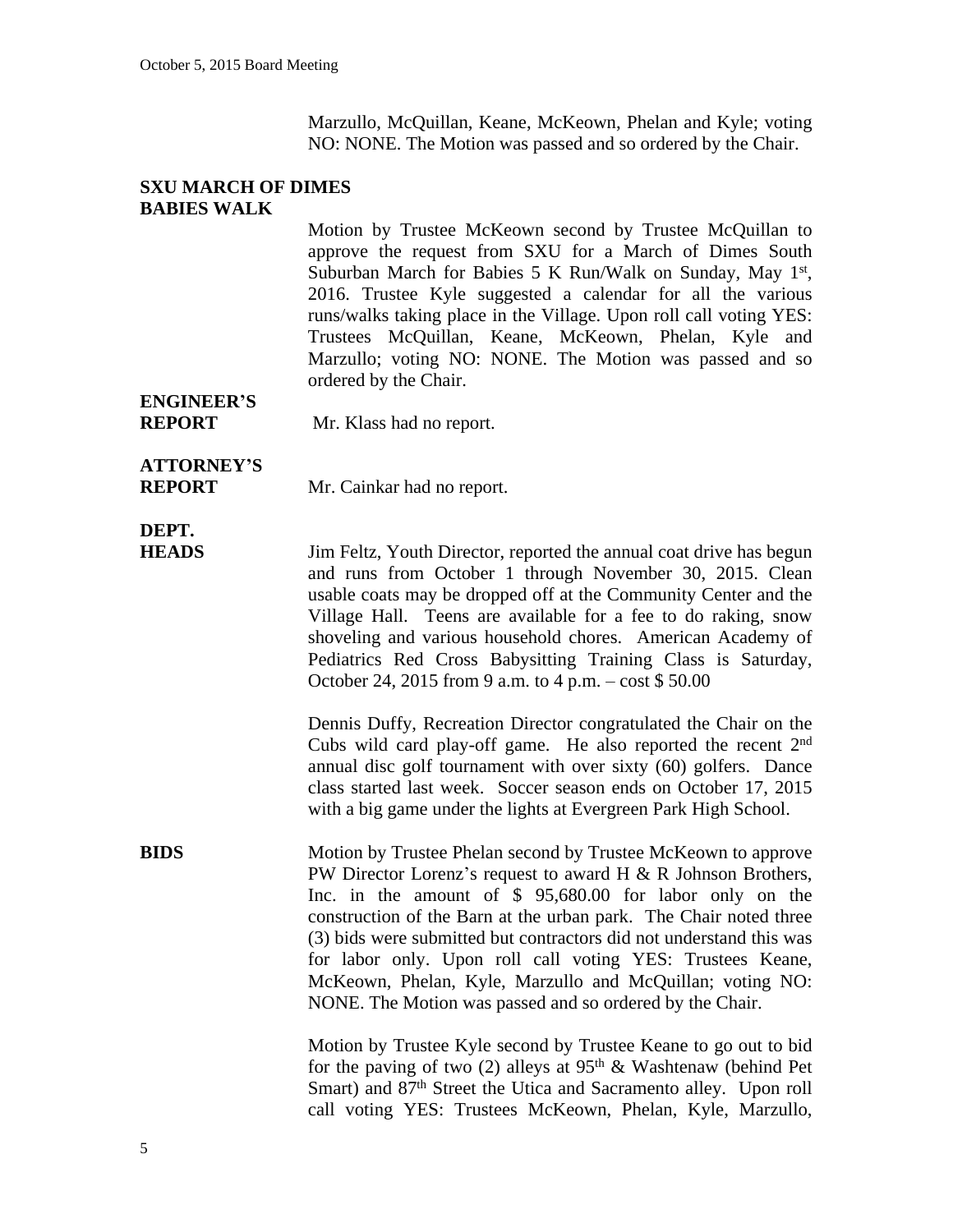Marzullo, McQuillan, Keane, McKeown, Phelan and Kyle; voting NO: NONE. The Motion was passed and so ordered by the Chair.

**SXU MARCH OF DIMES BABIES WALK**

Motion by Trustee McKeown second by Trustee McQuillan to approve the request from SXU for a March of Dimes South Suburban March for Babies 5 K Run/Walk on Sunday, May 1st, 2016. Trustee Kyle suggested a calendar for all the various runs/walks taking place in the Village. Upon roll call voting YES: Trustees McQuillan, Keane, McKeown, Phelan, Kyle and Marzullo; voting NO: NONE. The Motion was passed and so ordered by the Chair.

**ENGINEER'S REPORT**

Mr. Klass had no report.

**ATTORNEY'S REPORT**

Mr. Cainkar had no report.

**DEPT. HEADS**

Jim Feltz, Youth Director, reported the annual coat drive has begun and runs from October 1 through November 30, 2015. Clean usable coats may be dropped off at the Community Center and the Village Hall. Teens are available for a fee to do raking, snow shoveling and various household chores. American Academy of Pediatrics Red Cross Babysitting Training Class is Saturday, October 24, 2015 from 9 a.m. to 4 p.m. – cost $ 50.00

Dennis Duffy, Recreation Director congratulated the Chair on the Cubs wild card play-off game. He also reported the recent 2nd annual disc golf tournament with over sixty (60) golfers. Dance class started last week. Soccer season ends on October 17, 2015 with a big game under the lights at Evergreen Park High School.

**BIDS**

Motion by Trustee Phelan second by Trustee McKeown to approve PW Director Lorenz's request to award H & R Johnson Brothers, Inc. in the amount of $ 95,680.00 for labor only on the construction of the Barn at the urban park. The Chair noted three (3) bids were submitted but contractors did not understand this was for labor only. Upon roll call voting YES: Trustees Keane, McKeown, Phelan, Kyle, Marzullo and McQuillan; voting NO: NONE. The Motion was passed and so ordered by the Chair.

Motion by Trustee Kyle second by Trustee Keane to go out to bid for the paving of two (2) alleys at 95th & Washtenaw (behind Pet Smart) and 87th Street the Utica and Sacramento alley. Upon roll call voting YES: Trustees McKeown, Phelan, Kyle, Marzullo,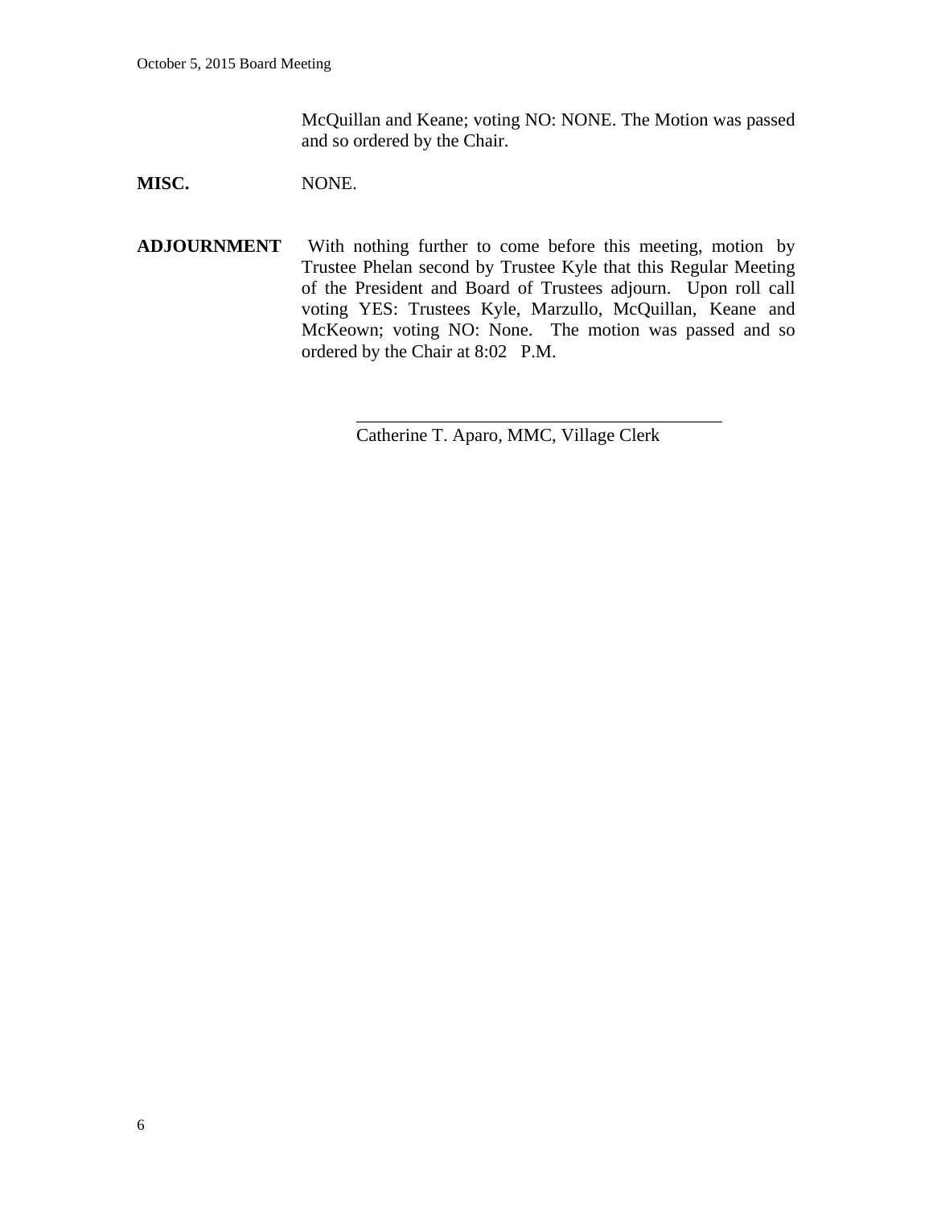McQuillan and Keane; voting NO: NONE. The Motion was passed and so ordered by the Chair.

**MISC.** NONE.

**ADJOURNMENT** With nothing further to come before this meeting, motion by Trustee Phelan second by Trustee Kyle that this Regular Meeting of the President and Board of Trustees adjourn. Upon roll call voting YES: Trustees Kyle, Marzullo, McQuillan, Keane and McKeown; voting NO: None. The motion was passed and so ordered by the Chair at 8:02 P.M.

\_\_\_\_\_\_\_\_\_\_\_\_\_\_\_\_\_\_\_\_\_\_\_\_\_\_\_\_\_\_\_\_\_\_\_\_\_\_\_\_

Catherine T. Aparo, MMC, Village Clerk